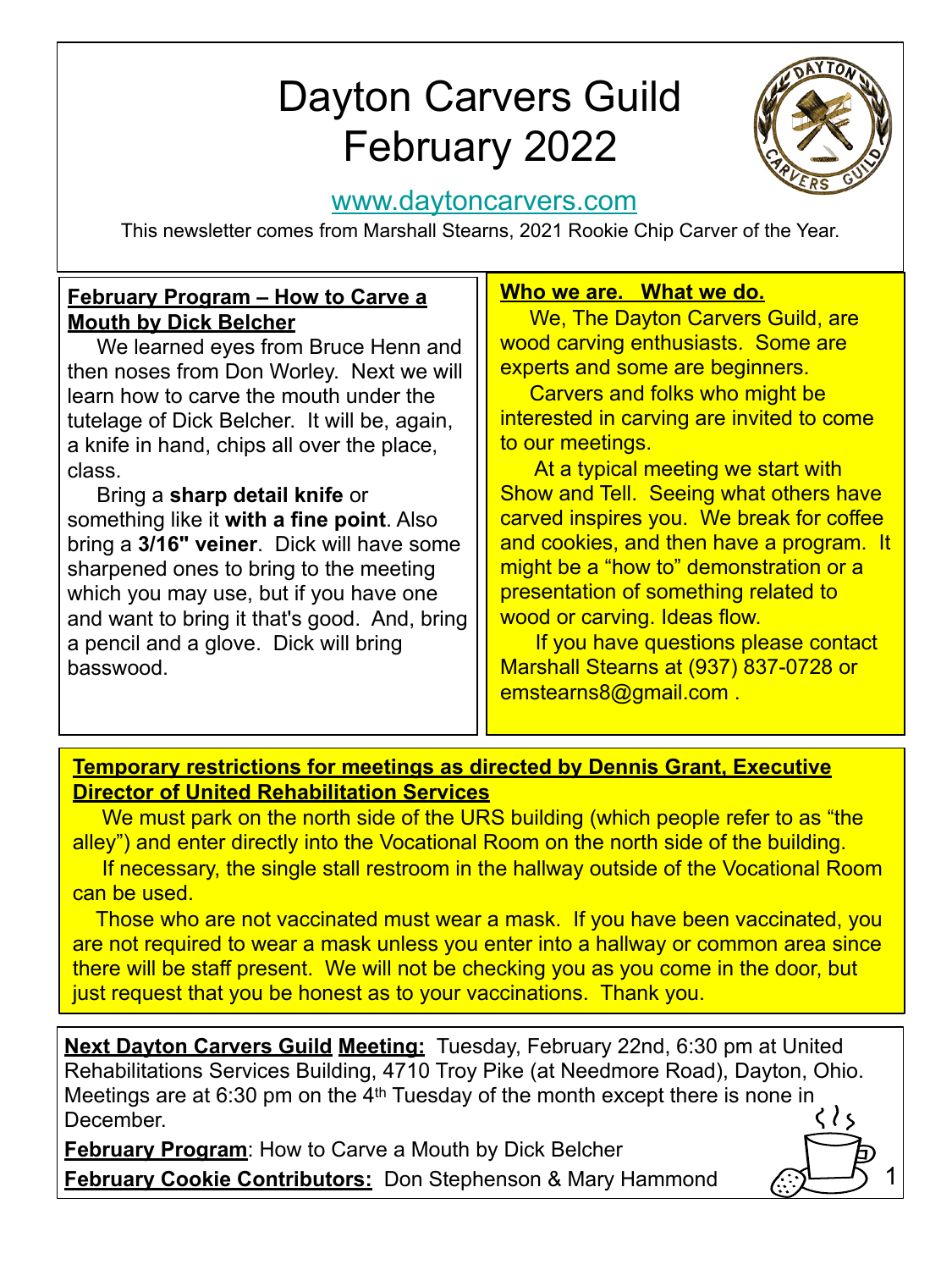# Dayton Carvers Guild
# February 2022

www.daytoncarvers.com

This newsletter comes from Marshall Stearns, 2021 Rookie Chip Carver of the Year.

**February Program – How to Carve a Mouth by Dick Belcher**

We learned eyes from Bruce Henn and then noses from Don Worley. Next we will learn how to carve the mouth under the tutelage of Dick Belcher. It will be, again, a knife in hand, chips all over the place, class.

Bring a **sharp detail knife** or something like it **with a fine point**. Also bring a **3/16" veiner**. Dick will have some sharpened ones to bring to the meeting which you may use, but if you have one and want to bring it that's good. And, bring a pencil and a glove. Dick will bring basswood.

**Who we are. What we do.**

We, The Dayton Carvers Guild, are wood carving enthusiasts. Some are experts and some are beginners.

Carvers and folks who might be interested in carving are invited to come to our meetings.

At a typical meeting we start with Show and Tell. Seeing what others have carved inspires you. We break for coffee and cookies, and then have a program. It might be a "how to" demonstration or a presentation of something related to wood or carving. Ideas flow.

If you have questions please contact Marshall Stearns at (937) 837-0728 or emstearns8@gmail.com .

**Temporary restrictions for meetings as directed by Dennis Grant, Executive Director of United Rehabilitation Services**

We must park on the north side of the URS building (which people refer to as "the alley") and enter directly into the Vocational Room on the north side of the building.

If necessary, the single stall restroom in the hallway outside of the Vocational Room can be used.

Those who are not vaccinated must wear a mask. If you have been vaccinated, you are not required to wear a mask unless you enter into a hallway or common area since there will be staff present. We will not be checking you as you come in the door, but just request that you be honest as to your vaccinations. Thank you.

**Next Dayton Carvers Guild Meeting:** Tuesday, February 22nd, 6:30 pm at United Rehabilitations Services Building, 4710 Troy Pike (at Needmore Road), Dayton, Ohio. Meetings are at 6:30 pm on the 4th Tuesday of the month except there is none in December.

**February Program**: How to Carve a Mouth by Dick Belcher

**February Cookie Contributors:** Don Stephenson & Mary Hammond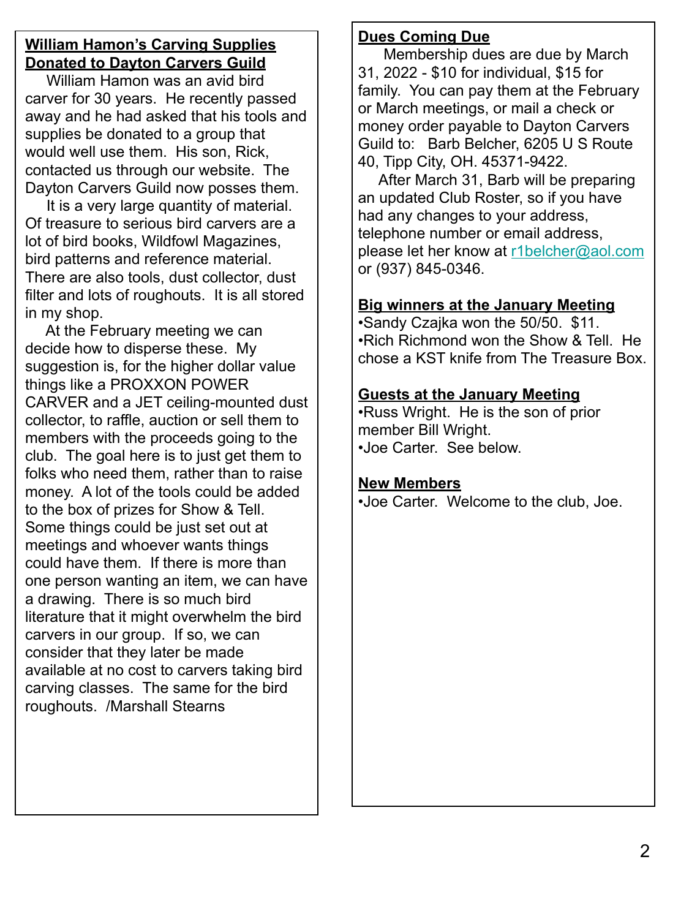## William Hamon's Carving Supplies Donated to Dayton Carvers Guild

William Hamon was an avid bird carver for 30 years. He recently passed away and he had asked that his tools and supplies be donated to a group that would well use them. His son, Rick, contacted us through our website. The Dayton Carvers Guild now posses them.

It is a very large quantity of material. Of treasure to serious bird carvers are a lot of bird books, Wildfowl Magazines, bird patterns and reference material. There are also tools, dust collector, dust filter and lots of roughouts. It is all stored in my shop.

At the February meeting we can decide how to disperse these. My suggestion is, for the higher dollar value things like a PROXXON POWER CARVER and a JET ceiling-mounted dust collector, to raffle, auction or sell them to members with the proceeds going to the club. The goal here is to just get them to folks who need them, rather than to raise money. A lot of the tools could be added to the box of prizes for Show & Tell. Some things could be just set out at meetings and whoever wants things could have them. If there is more than one person wanting an item, we can have a drawing. There is so much bird literature that it might overwhelm the bird carvers in our group. If so, we can consider that they later be made available at no cost to carvers taking bird carving classes. The same for the bird roughouts. /Marshall Stearns

## Dues Coming Due

Membership dues are due by March 31, 2022 - $10 for individual, $15 for family. You can pay them at the February or March meetings, or mail a check or money order payable to Dayton Carvers Guild to: Barb Belcher, 6205 U S Route 40, Tipp City, OH. 45371-9422.

After March 31, Barb will be preparing an updated Club Roster, so if you have had any changes to your address, telephone number or email address, please let her know at r1belcher@aol.com or (937) 845-0346.

## Big winners at the January Meeting

- Sandy Czajka won the 50/50. $11.
- Rich Richmond won the Show & Tell. He chose a KST knife from The Treasure Box.

## Guests at the January Meeting

- Russ Wright. He is the son of prior member Bill Wright.
- Joe Carter. See below.

## New Members

- Joe Carter. Welcome to the club, Joe.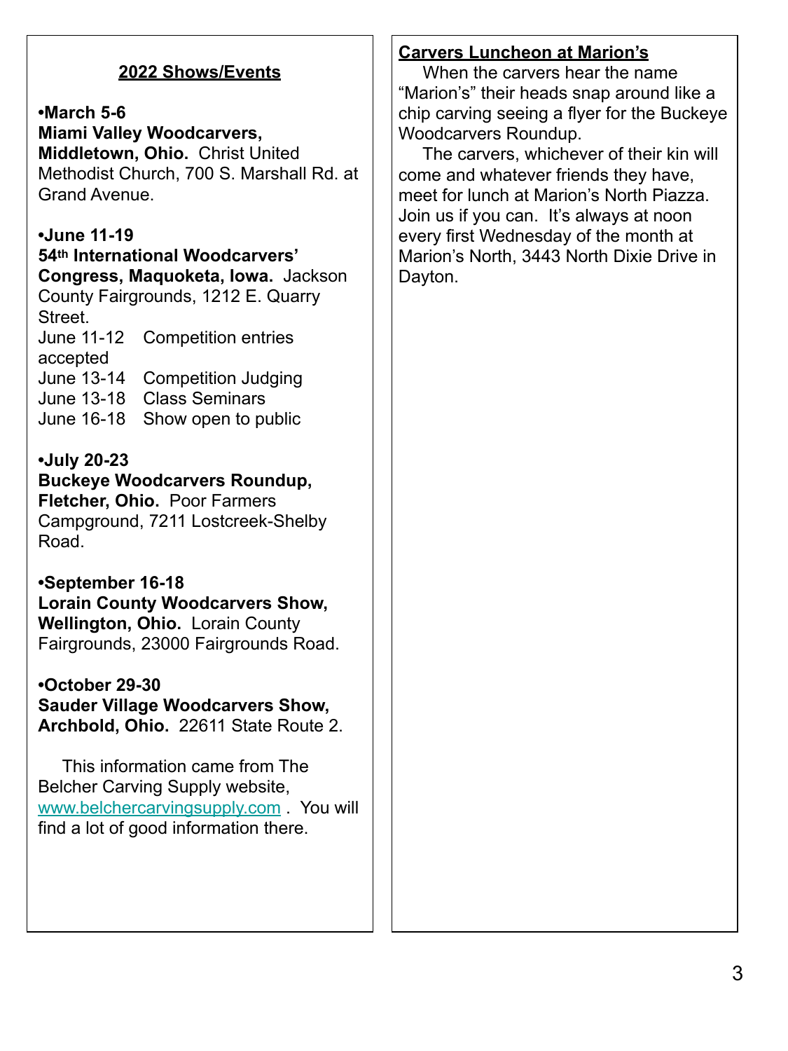## 2022 Shows/Events

**•March 5-6**
**Miami Valley Woodcarvers, Middletown, Ohio.** Christ United Methodist Church, 700 S. Marshall Rd. at Grand Avenue.

**•June 11-19**
**54th International Woodcarvers' Congress, Maquoketa, Iowa.** Jackson County Fairgrounds, 1212 E. Quarry Street.

| | |
|---|---|
| June 11-12 | Competition entries accepted |
| June 13-14 | Competition Judging |
| June 13-18 | Class Seminars |
| June 16-18 | Show open to public |

**•July 20-23**
**Buckeye Woodcarvers Roundup, Fletcher, Ohio.** Poor Farmers Campground, 7211 Lostcreek-Shelby Road.

**•September 16-18**
**Lorain County Woodcarvers Show, Wellington, Ohio.** Lorain County Fairgrounds, 23000 Fairgrounds Road.

**•October 29-30**
**Sauder Village Woodcarvers Show, Archbold, Ohio.** 22611 State Route 2.

This information came from The Belcher Carving Supply website, www.belchercarvingsupply.com . You will find a lot of good information there.

## Carvers Luncheon at Marion's

When the carvers hear the name "Marion's" their heads snap around like a chip carving seeing a flyer for the Buckeye Woodcarvers Roundup.

The carvers, whichever of their kin will come and whatever friends they have, meet for lunch at Marion's North Piazza. Join us if you can. It's always at noon every first Wednesday of the month at Marion's North, 3443 North Dixie Drive in Dayton.